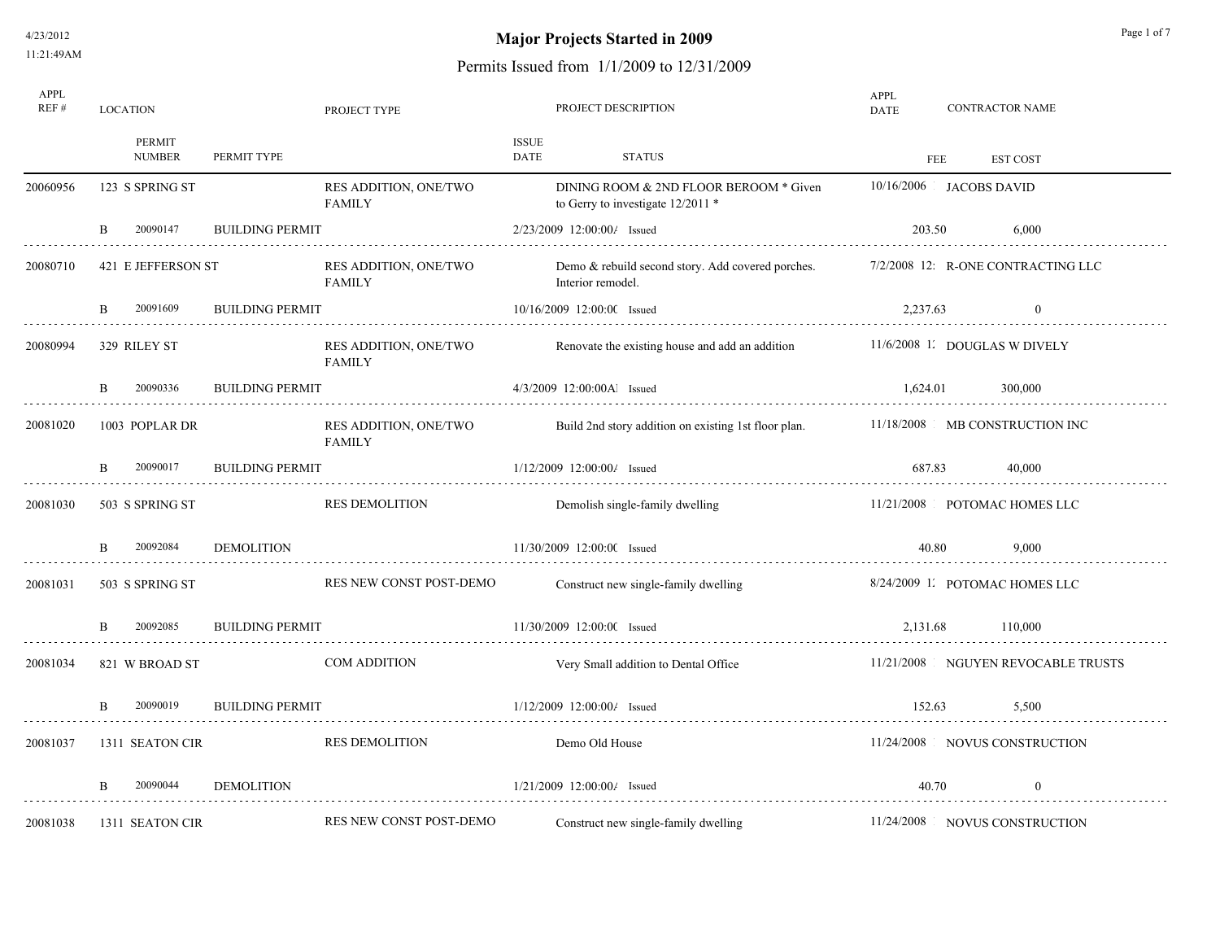# Major Projects Started in 2009

## Permits Issued from 1/1/2009 to 12/31/2009

4/23/2012
11:21:49AM

| APPL REF # | LOCATION | PROJECT TYPE | PROJECT DESCRIPTION | APPL DATE | CONTRACTOR NAME |
|---|---|---|---|---|---|
| | PERMIT NUMBER / PERMIT TYPE | | ISSUE DATE / STATUS | FEE | EST COST |
| 20060956 | 123 S SPRING ST | RES ADDITION, ONE/TWO FAMILY | DINING ROOM & 2ND FLOOR BEROOM * Given to Gerry to investigate 12/2011 * | 10/16/2006 | JACOBS DAVID |
| | B 20090147 BUILDING PERMIT | | 2/23/2009 12:00:00/ Issued | 203.50 | 6,000 |
| 20080710 | 421 E JEFFERSON ST | RES ADDITION, ONE/TWO FAMILY | Demo & rebuild second story. Add covered porches. Interior remodel. | 7/2/2008 12: | R-ONE CONTRACTING LLC |
| | B 20091609 BUILDING PERMIT | | 10/16/2009 12:00:0( Issued | 2,237.63 | 0 |
| 20080994 | 329 RILEY ST | RES ADDITION, ONE/TWO FAMILY | Renovate the existing house and add an addition | 11/6/2008 1: | DOUGLAS W DIVELY |
| | B 20090336 BUILDING PERMIT | | 4/3/2009 12:00:00A Issued | 1,624.01 | 300,000 |
| 20081020 | 1003 POPLAR DR | RES ADDITION, ONE/TWO FAMILY | Build 2nd story addition on existing 1st floor plan. | 11/18/2008 | MB CONSTRUCTION INC |
| | B 20090017 BUILDING PERMIT | | 1/12/2009 12:00:00/ Issued | 687.83 | 40,000 |
| 20081030 | 503 S SPRING ST | RES DEMOLITION | Demolish single-family dwelling | 11/21/2008 | POTOMAC HOMES LLC |
| | B 20092084 DEMOLITION | | 11/30/2009 12:00:0( Issued | 40.80 | 9,000 |
| 20081031 | 503 S SPRING ST | RES NEW CONST POST-DEMO | Construct new single-family dwelling | 8/24/2009 1: | POTOMAC HOMES LLC |
| | B 20092085 BUILDING PERMIT | | 11/30/2009 12:00:0( Issued | 2,131.68 | 110,000 |
| 20081034 | 821 W BROAD ST | COM ADDITION | Very Small addition to Dental Office | 11/21/2008 | NGUYEN REVOCABLE TRUSTS |
| | B 20090019 BUILDING PERMIT | | 1/12/2009 12:00:00/ Issued | 152.63 | 5,500 |
| 20081037 | 1311 SEATON CIR | RES DEMOLITION | Demo Old House | 11/24/2008 | NOVUS CONSTRUCTION |
| | B 20090044 DEMOLITION | | 1/21/2009 12:00:00/ Issued | 40.70 | 0 |
| 20081038 | 1311 SEATON CIR | RES NEW CONST POST-DEMO | Construct new single-family dwelling | 11/24/2008 | NOVUS CONSTRUCTION |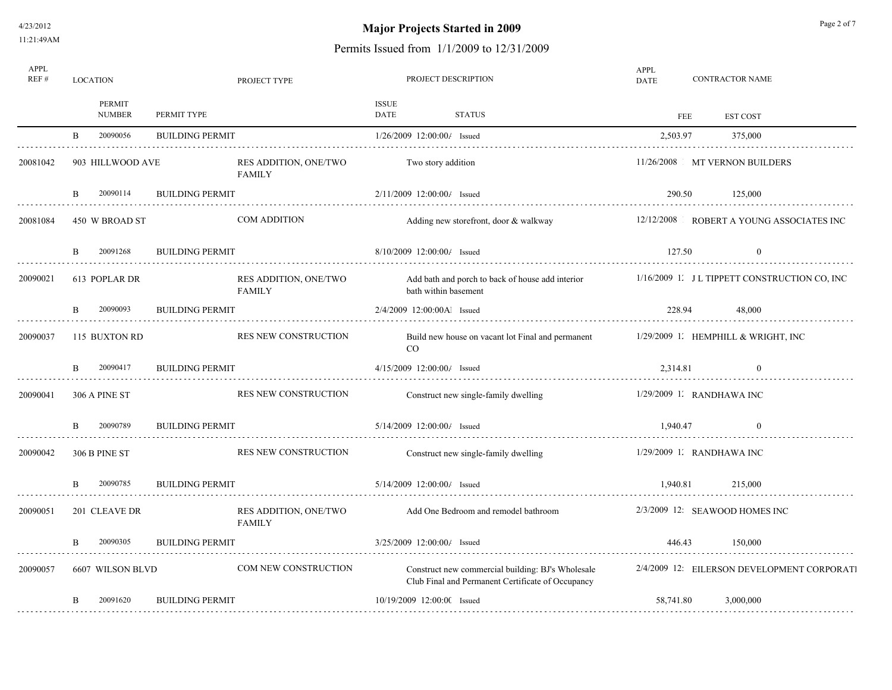# Major Projects Started in 2009

## Permits Issued from 1/1/2009 to 12/31/2009

| APPL REF # | LOCATION | | PERMIT NUMBER | PERMIT TYPE | PROJECT TYPE | PROJECT DESCRIPTION | ISSUE DATE | STATUS | APPL DATE | CONTRACTOR NAME | FEE | EST COST |
|---|---|---|---|---|---|---|---|---|---|---|---|---|
| | | B | 20090056 | BUILDING PERMIT | | | 1/26/2009 12:00:00/ | Issued | | | 2,503.97 | 375,000 |
| 20081042 | 903 HILLWOOD AVE | | | | RES ADDITION, ONE/TWO FAMILY | Two story addition | | | 11/26/2008 | MT VERNON BUILDERS | | |
| | | B | 20090114 | BUILDING PERMIT | | | 2/11/2009 12:00:00/ | Issued | | | 290.50 | 125,000 |
| 20081084 | 450 W BROAD ST | | | | COM ADDITION | Adding new storefront, door & walkway | | | 12/12/2008 | ROBERT A YOUNG ASSOCIATES INC | | |
| | | B | 20091268 | BUILDING PERMIT | | | 8/10/2009 12:00:00/ | Issued | | | 127.50 | 0 |
| 20090021 | 613 POPLAR DR | | | | RES ADDITION, ONE/TWO FAMILY | Add bath and porch to back of house add interior bath within basement | | | 1/16/2009 1: | J L TIPPETT CONSTRUCTION CO, INC | | |
| | | B | 20090093 | BUILDING PERMIT | | | 2/4/2009 12:00:00AI | Issued | | | 228.94 | 48,000 |
| 20090037 | 115 BUXTON RD | | | | RES NEW CONSTRUCTION | Build new house on vacant lot Final and permanent CO | | | 1/29/2009 1: | HEMPHILL & WRIGHT, INC | | |
| | | B | 20090417 | BUILDING PERMIT | | | 4/15/2009 12:00:00/ | Issued | | | 2,314.81 | 0 |
| 20090041 | 306 A PINE ST | | | | RES NEW CONSTRUCTION | Construct new single-family dwelling | | | 1/29/2009 1: | RANDHAWA INC | | |
| | | B | 20090789 | BUILDING PERMIT | | | 5/14/2009 12:00:00/ | Issued | | | 1,940.47 | 0 |
| 20090042 | 306 B PINE ST | | | | RES NEW CONSTRUCTION | Construct new single-family dwelling | | | 1/29/2009 1: | RANDHAWA INC | | |
| | | B | 20090785 | BUILDING PERMIT | | | 5/14/2009 12:00:00/ | Issued | | | 1,940.81 | 215,000 |
| 20090051 | 201 CLEAVE DR | | | | RES ADDITION, ONE/TWO FAMILY | Add One Bedroom and remodel bathroom | | | 2/3/2009 12: | SEAWOOD HOMES INC | | |
| | | B | 20090305 | BUILDING PERMIT | | | 3/25/2009 12:00:00/ | Issued | | | 446.43 | 150,000 |
| 20090057 | 6607 WILSON BLVD | | | | COM NEW CONSTRUCTION | Construct new commercial building: BJ's Wholesale Club Final and Permanent Certificate of Occupancy | | | 2/4/2009 12: | EILERSON DEVELOPMENT CORPORATI | | |
| | | B | 20091620 | BUILDING PERMIT | | | 10/19/2009 12:00:0( | Issued | | | 58,741.80 | 3,000,000 |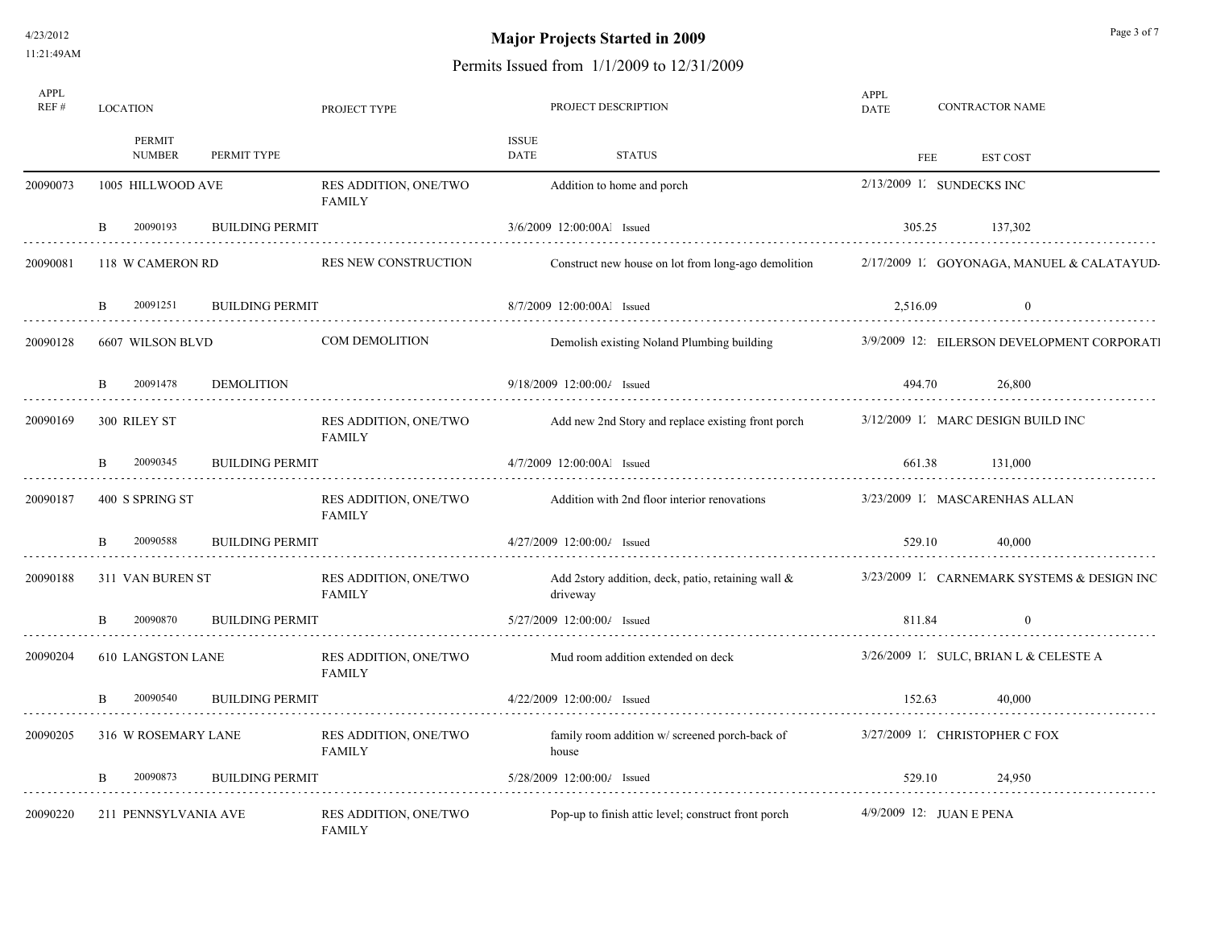# Major Projects Started in 2009

## Permits Issued from 1/1/2009 to 12/31/2009

| APPL REF # | LOCATION | | | PROJECT TYPE | PROJECT DESCRIPTION | | APPL DATE | CONTRACTOR NAME | |
|---|---|---|---|---|---|---|---|---|---|
| | | PERMIT NUMBER | PERMIT TYPE | | ISSUE DATE | STATUS | | FEE | EST COST |
| 20090073 | 1005 HILLWOOD AVE | | | RES ADDITION, ONE/TWO FAMILY | Addition to home and porch | | 2/13/2009 1: | SUNDECKS INC | |
| | B | 20090193 | BUILDING PERMIT | | 3/6/2009 12:00:00Al | Issued | | 305.25 | 137,302 |
| 20090081 | 118 W CAMERON RD | | | RES NEW CONSTRUCTION | Construct new house on lot from long-ago demolition | | 2/17/2009 1: | GOYONAGA, MANUEL & CALATAYUD- | |
| | B | 20091251 | BUILDING PERMIT | | 8/7/2009 12:00:00Al | Issued | | 2,516.09 | 0 |
| 20090128 | 6607 WILSON BLVD | | | COM DEMOLITION | Demolish existing Noland Plumbing building | | 3/9/2009 12: | EILERSON DEVELOPMENT CORPORATI | |
| | B | 20091478 | DEMOLITION | | 9/18/2009 12:00:00/ | Issued | | 494.70 | 26,800 |
| 20090169 | 300 RILEY ST | | | RES ADDITION, ONE/TWO FAMILY | Add new 2nd Story and replace existing front porch | | 3/12/2009 1: | MARC DESIGN BUILD INC | |
| | B | 20090345 | BUILDING PERMIT | | 4/7/2009 12:00:00Al | Issued | | 661.38 | 131,000 |
| 20090187 | 400 S SPRING ST | | | RES ADDITION, ONE/TWO FAMILY | Addition with 2nd floor interior renovations | | 3/23/2009 1: | MASCARENHAS ALLAN | |
| | B | 20090588 | BUILDING PERMIT | | 4/27/2009 12:00:00/ | Issued | | 529.10 | 40,000 |
| 20090188 | 311 VAN BUREN ST | | | RES ADDITION, ONE/TWO FAMILY | Add 2story addition, deck, patio, retaining wall & driveway | | 3/23/2009 1: | CARNEMARK SYSTEMS & DESIGN INC | |
| | B | 20090870 | BUILDING PERMIT | | 5/27/2009 12:00:00/ | Issued | | 811.84 | 0 |
| 20090204 | 610 LANGSTON LANE | | | RES ADDITION, ONE/TWO FAMILY | Mud room addition extended on deck | | 3/26/2009 1: | SULC, BRIAN L & CELESTE A | |
| | B | 20090540 | BUILDING PERMIT | | 4/22/2009 12:00:00/ | Issued | | 152.63 | 40,000 |
| 20090205 | 316 W ROSEMARY LANE | | | RES ADDITION, ONE/TWO FAMILY | family room addition w/ screened porch-back of house | | 3/27/2009 1: | CHRISTOPHER C FOX | |
| | B | 20090873 | BUILDING PERMIT | | 5/28/2009 12:00:00/ | Issued | | 529.10 | 24,950 |
| 20090220 | 211 PENNSYLVANIA AVE | | | RES ADDITION, ONE/TWO FAMILY | Pop-up to finish attic level; construct front porch | | 4/9/2009 12: | JUAN E PENA | |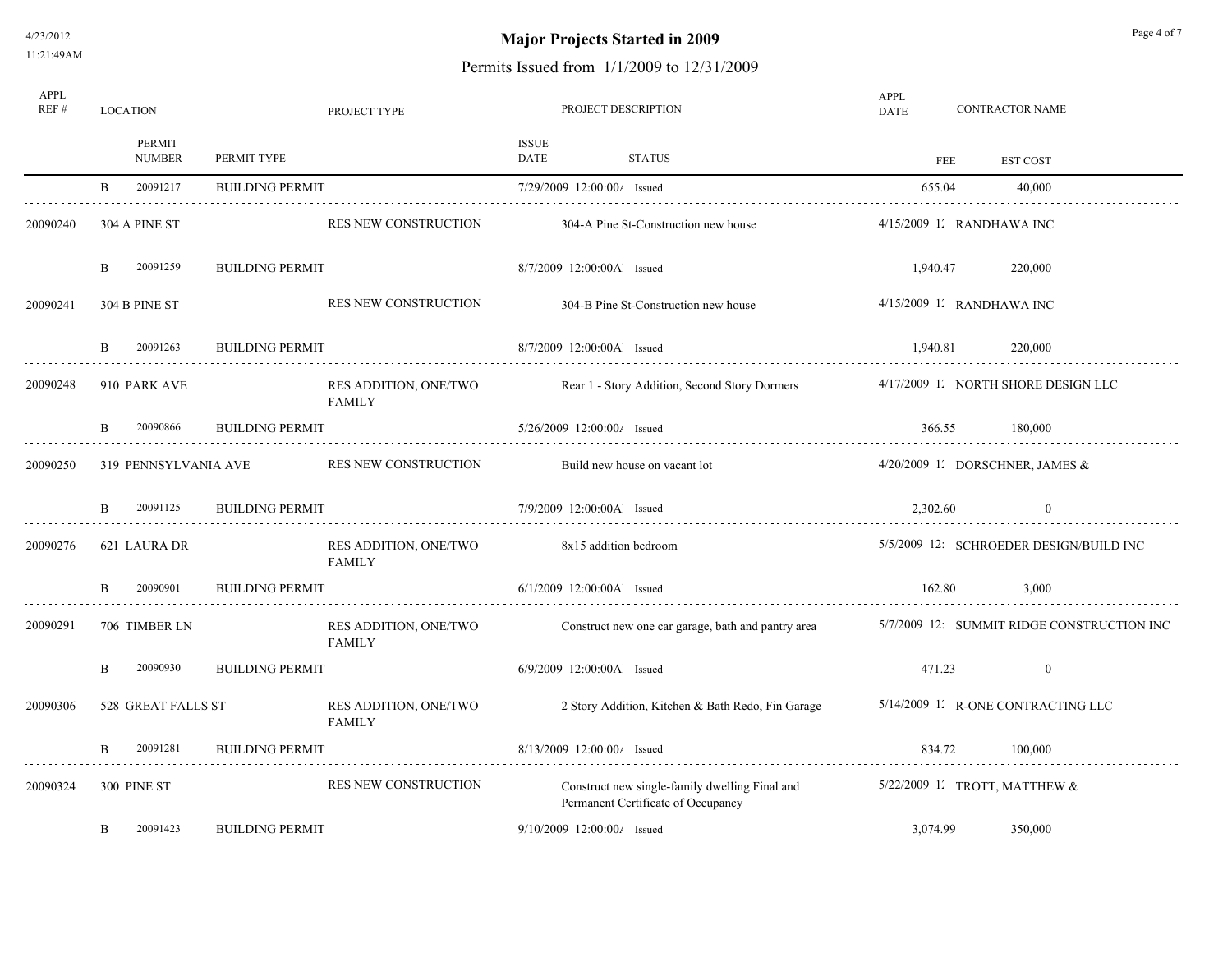# Major Projects Started in 2009

## Permits Issued from 1/1/2009 to 12/31/2009

| APPL REF # | LOCATION | PROJECT TYPE | PROJECT DESCRIPTION | APPL DATE | CONTRACTOR NAME |
|---|---|---|---|---|---|
| | PERMIT NUMBER | PERMIT TYPE | ISSUE DATE / STATUS | FEE | EST COST |
| | B 20091217 | BUILDING PERMIT | 7/29/2009 12:00:00/ Issued | 655.04 | 40,000 |
| 20090240 | 304 A PINE ST | RES NEW CONSTRUCTION | 304-A Pine St-Construction new house | 4/15/2009 1: | RANDHAWA INC |
| | B 20091259 | BUILDING PERMIT | 8/7/2009 12:00:00Al Issued | 1,940.47 | 220,000 |
| 20090241 | 304 B PINE ST | RES NEW CONSTRUCTION | 304-B Pine St-Construction new house | 4/15/2009 1: | RANDHAWA INC |
| | B 20091263 | BUILDING PERMIT | 8/7/2009 12:00:00Al Issued | 1,940.81 | 220,000 |
| 20090248 | 910 PARK AVE | RES ADDITION, ONE/TWO FAMILY | Rear 1 - Story Addition, Second Story Dormers | 4/17/2009 1: | NORTH SHORE DESIGN LLC |
| | B 20090866 | BUILDING PERMIT | 5/26/2009 12:00:00/ Issued | 366.55 | 180,000 |
| 20090250 | 319 PENNSYLVANIA AVE | RES NEW CONSTRUCTION | Build new house on vacant lot | 4/20/2009 1: | DORSCHNER, JAMES & |
| | B 20091125 | BUILDING PERMIT | 7/9/2009 12:00:00Al Issued | 2,302.60 | 0 |
| 20090276 | 621 LAURA DR | RES ADDITION, ONE/TWO FAMILY | 8x15 addition bedroom | 5/5/2009 12: | SCHROEDER DESIGN/BUILD INC |
| | B 20090901 | BUILDING PERMIT | 6/1/2009 12:00:00Al Issued | 162.80 | 3,000 |
| 20090291 | 706 TIMBER LN | RES ADDITION, ONE/TWO FAMILY | Construct new one car garage, bath and pantry area | 5/7/2009 12: | SUMMIT RIDGE CONSTRUCTION INC |
| | B 20090930 | BUILDING PERMIT | 6/9/2009 12:00:00Al Issued | 471.23 | 0 |
| 20090306 | 528 GREAT FALLS ST | RES ADDITION, ONE/TWO FAMILY | 2 Story Addition, Kitchen & Bath Redo, Fin Garage | 5/14/2009 1: | R-ONE CONTRACTING LLC |
| | B 20091281 | BUILDING PERMIT | 8/13/2009 12:00:00/ Issued | 834.72 | 100,000 |
| 20090324 | 300 PINE ST | RES NEW CONSTRUCTION | Construct new single-family dwelling Final and Permanent Certificate of Occupancy | 5/22/2009 1: | TROTT, MATTHEW & |
| | B 20091423 | BUILDING PERMIT | 9/10/2009 12:00:00/ Issued | 3,074.99 | 350,000 |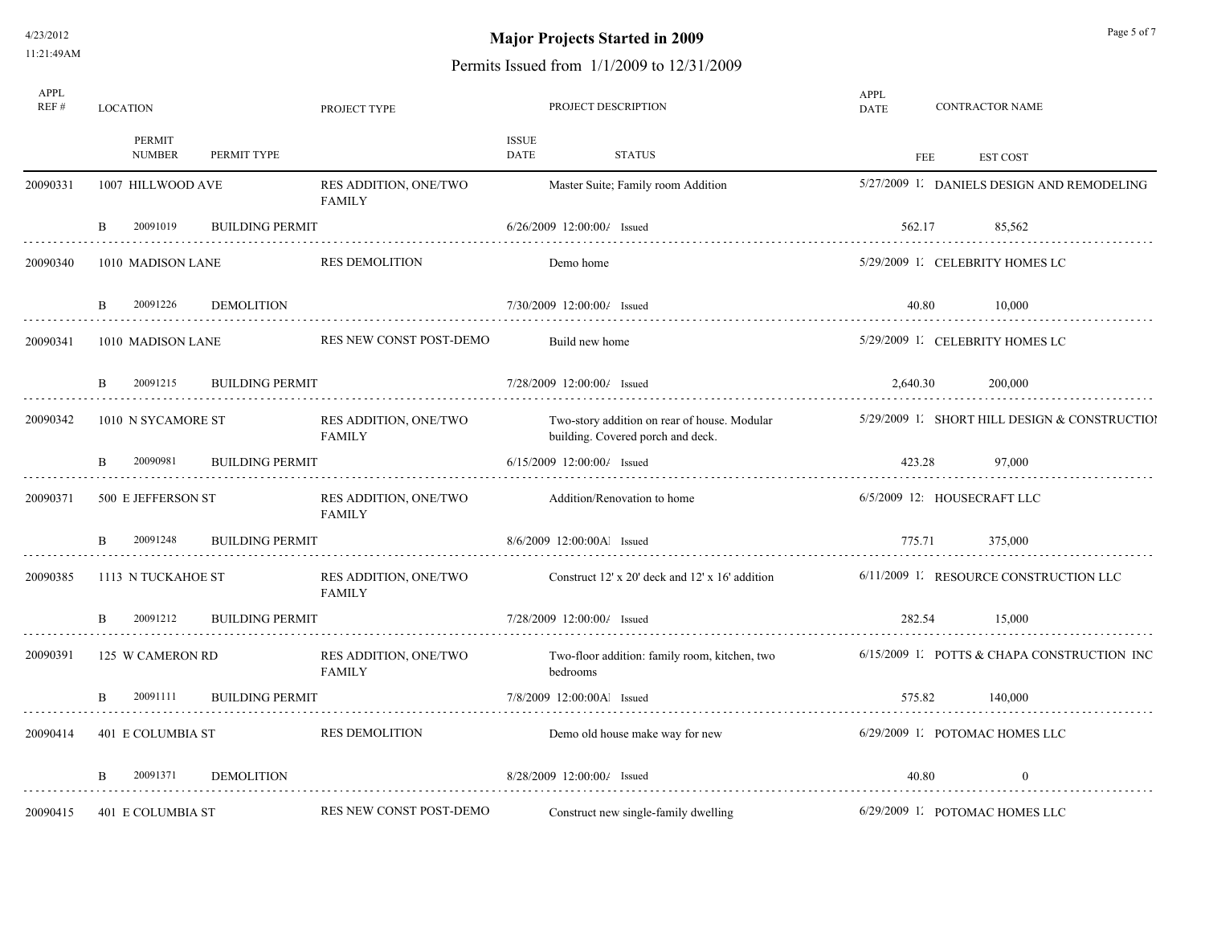# Major Projects Started in 2009

## Permits Issued from 1/1/2009 to 12/31/2009

| APPL REF # | LOCATION | | | PROJECT TYPE | PROJECT DESCRIPTION | | APPL DATE | CONTRACTOR NAME |
|---|---|---|---|---|---|---|---|---|
| | | PERMIT NUMBER | PERMIT TYPE | | ISSUE DATE | STATUS | FEE | EST COST |
| 20090331 | 1007 HILLWOOD AVE | | | RES ADDITION, ONE/TWO FAMILY | Master Suite; Family room Addition | | 5/27/2009 1: | DANIELS DESIGN AND REMODELING |
| | B | 20091019 | BUILDING PERMIT | | 6/26/2009 12:00:00/ | Issued | 562.17 | 85,562 |
| 20090340 | 1010 MADISON LANE | | | RES DEMOLITION | Demo home | | 5/29/2009 1: | CELEBRITY HOMES LC |
| | B | 20091226 | DEMOLITION | | 7/30/2009 12:00:00/ | Issued | 40.80 | 10,000 |
| 20090341 | 1010 MADISON LANE | | | RES NEW CONST POST-DEMO | Build new home | | 5/29/2009 1: | CELEBRITY HOMES LC |
| | B | 20091215 | BUILDING PERMIT | | 7/28/2009 12:00:00/ | Issued | 2,640.30 | 200,000 |
| 20090342 | 1010 N SYCAMORE ST | | | RES ADDITION, ONE/TWO FAMILY | Two-story addition on rear of house. Modular building. Covered porch and deck. | | 5/29/2009 1: | SHORT HILL DESIGN & CONSTRUCTIOI |
| | B | 20090981 | BUILDING PERMIT | | 6/15/2009 12:00:00/ | Issued | 423.28 | 97,000 |
| 20090371 | 500 E JEFFERSON ST | | | RES ADDITION, ONE/TWO FAMILY | Addition/Renovation to home | | 6/5/2009 12: | HOUSECRAFT LLC |
| | B | 20091248 | BUILDING PERMIT | | 8/6/2009 12:00:00AI | Issued | 775.71 | 375,000 |
| 20090385 | 1113 N TUCKAHOE ST | | | RES ADDITION, ONE/TWO FAMILY | Construct 12' x 20' deck and 12' x 16' addition | | 6/11/2009 1: | RESOURCE CONSTRUCTION LLC |
| | B | 20091212 | BUILDING PERMIT | | 7/28/2009 12:00:00/ | Issued | 282.54 | 15,000 |
| 20090391 | 125 W CAMERON RD | | | RES ADDITION, ONE/TWO FAMILY | Two-floor addition: family room, kitchen, two bedrooms | | 6/15/2009 1: | POTTS & CHAPA CONSTRUCTION INC |
| | B | 20091111 | BUILDING PERMIT | | 7/8/2009 12:00:00AI | Issued | 575.82 | 140,000 |
| 20090414 | 401 E COLUMBIA ST | | | RES DEMOLITION | Demo old house make way for new | | 6/29/2009 1: | POTOMAC HOMES LLC |
| | B | 20091371 | DEMOLITION | | 8/28/2009 12:00:00/ | Issued | 40.80 | 0 |
| 20090415 | 401 E COLUMBIA ST | | | RES NEW CONST POST-DEMO | Construct new single-family dwelling | | 6/29/2009 1: | POTOMAC HOMES LLC |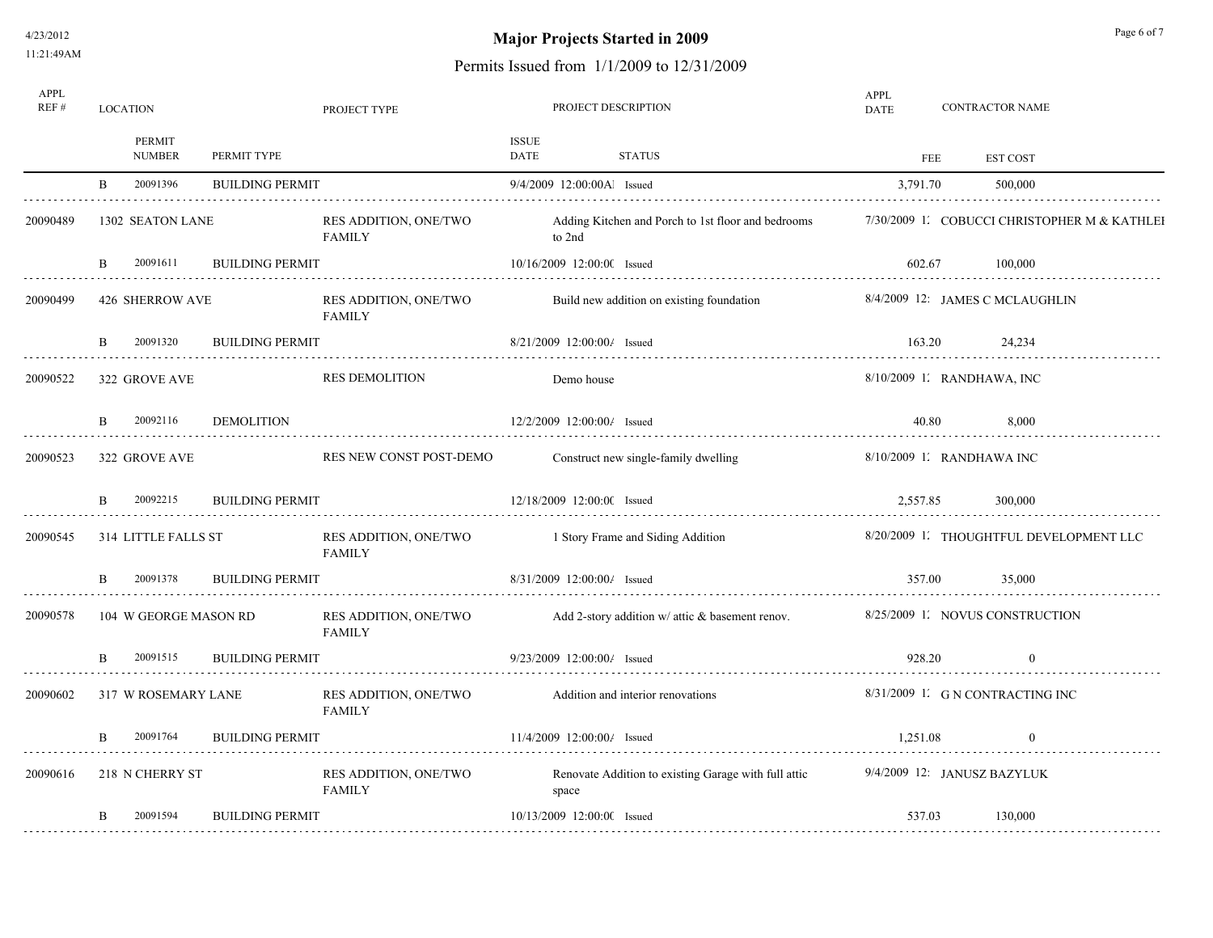# Major Projects Started in 2009

## Permits Issued from 1/1/2009 to 12/31/2009

| APPL REF # | LOCATION | | | PROJECT TYPE | PROJECT DESCRIPTION | | APPL DATE | CONTRACTOR NAME |
|---|---|---|---|---|---|---|---|---|
| | | PERMIT NUMBER | PERMIT TYPE | | ISSUE DATE | STATUS | FEE | EST COST |
| | B | 20091396 | BUILDING PERMIT | | 9/4/2009 12:00:00AI | Issued | 3,791.70 | 500,000 |
| 20090489 | 1302 SEATON LANE | | | RES ADDITION, ONE/TWO FAMILY | Adding Kitchen and Porch to 1st floor and bedrooms to 2nd | | 7/30/2009 1. | COBUCCI CHRISTOPHER M & KATHLEI |
| | B | 20091611 | BUILDING PERMIT | | 10/16/2009 12:00:0C | Issued | 602.67 | 100,000 |
| 20090499 | 426 SHERROW AVE | | | RES ADDITION, ONE/TWO FAMILY | Build new addition on existing foundation | | 8/4/2009 12: | JAMES C MCLAUGHLIN |
| | B | 20091320 | BUILDING PERMIT | | 8/21/2009 12:00:00/ | Issued | 163.20 | 24,234 |
| 20090522 | 322 GROVE AVE | | | RES DEMOLITION | Demo house | | 8/10/2009 1. | RANDHAWA, INC |
| | B | 20092116 | DEMOLITION | | 12/2/2009 12:00:00/ | Issued | 40.80 | 8,000 |
| 20090523 | 322 GROVE AVE | | | RES NEW CONST POST-DEMO | Construct new single-family dwelling | | 8/10/2009 1. | RANDHAWA INC |
| | B | 20092215 | BUILDING PERMIT | | 12/18/2009 12:00:0C | Issued | 2,557.85 | 300,000 |
| 20090545 | 314 LITTLE FALLS ST | | | RES ADDITION, ONE/TWO FAMILY | 1 Story Frame and Siding Addition | | 8/20/2009 1. | THOUGHTFUL DEVELOPMENT LLC |
| | B | 20091378 | BUILDING PERMIT | | 8/31/2009 12:00:00/ | Issued | 357.00 | 35,000 |
| 20090578 | 104 W GEORGE MASON RD | | | RES ADDITION, ONE/TWO FAMILY | Add 2-story addition w/ attic & basement renov. | | 8/25/2009 1. | NOVUS CONSTRUCTION |
| | B | 20091515 | BUILDING PERMIT | | 9/23/2009 12:00:00/ | Issued | 928.20 | 0 |
| 20090602 | 317 W ROSEMARY LANE | | | RES ADDITION, ONE/TWO FAMILY | Addition and interior renovations | | 8/31/2009 1. | G N CONTRACTING INC |
| | B | 20091764 | BUILDING PERMIT | | 11/4/2009 12:00:00/ | Issued | 1,251.08 | 0 |
| 20090616 | 218 N CHERRY ST | | | RES ADDITION, ONE/TWO FAMILY | Renovate Addition to existing Garage with full attic space | | 9/4/2009 12: | JANUSZ BAZYLUK |
| | B | 20091594 | BUILDING PERMIT | | 10/13/2009 12:00:0C | Issued | 537.03 | 130,000 |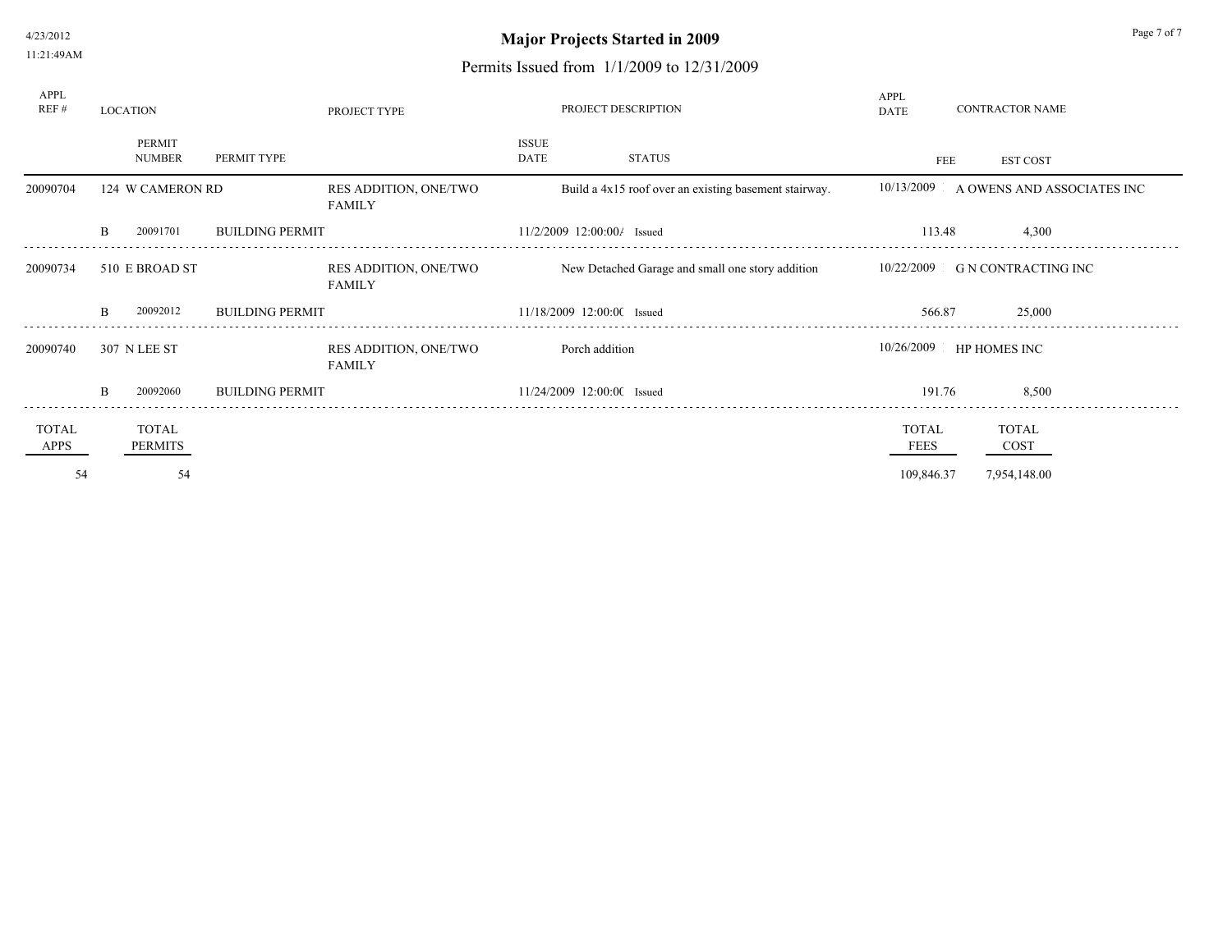# Major Projects Started in 2009

## Permits Issued from 1/1/2009 to 12/31/2009

| APPL REF # | LOCATION | | PROJECT TYPE | PROJECT DESCRIPTION | APPL DATE | CONTRACTOR NAME |
|---|---|---|---|---|---|---|
| | PERMIT NUMBER | PERMIT TYPE | | ISSUE DATE / STATUS | FEE | EST COST |
| 20090704 | 124 W CAMERON RD | | RES ADDITION, ONE/TWO FAMILY | Build a 4x15 roof over an existing basement stairway. | 10/13/2009 | A OWENS AND ASSOCIATES INC |
| B | 20091701 | BUILDING PERMIT | | 11/2/2009 12:00:00 Issued | 113.48 | 4,300 |
| 20090734 | 510 E BROAD ST | | RES ADDITION, ONE/TWO FAMILY | New Detached Garage and small one story addition | 10/22/2009 | G N CONTRACTING INC |
| B | 20092012 | BUILDING PERMIT | | 11/18/2009 12:00:00 Issued | 566.87 | 25,000 |
| 20090740 | 307 N LEE ST | | RES ADDITION, ONE/TWO FAMILY | Porch addition | 10/26/2009 | HP HOMES INC |
| B | 20092060 | BUILDING PERMIT | | 11/24/2009 12:00:00 Issued | 191.76 | 8,500 |

| TOTAL APPS | TOTAL PERMITS | TOTAL FEES | TOTAL COST |
|---|---|---|---|
| 54 | 54 | 109,846.37 | 7,954,148.00 |